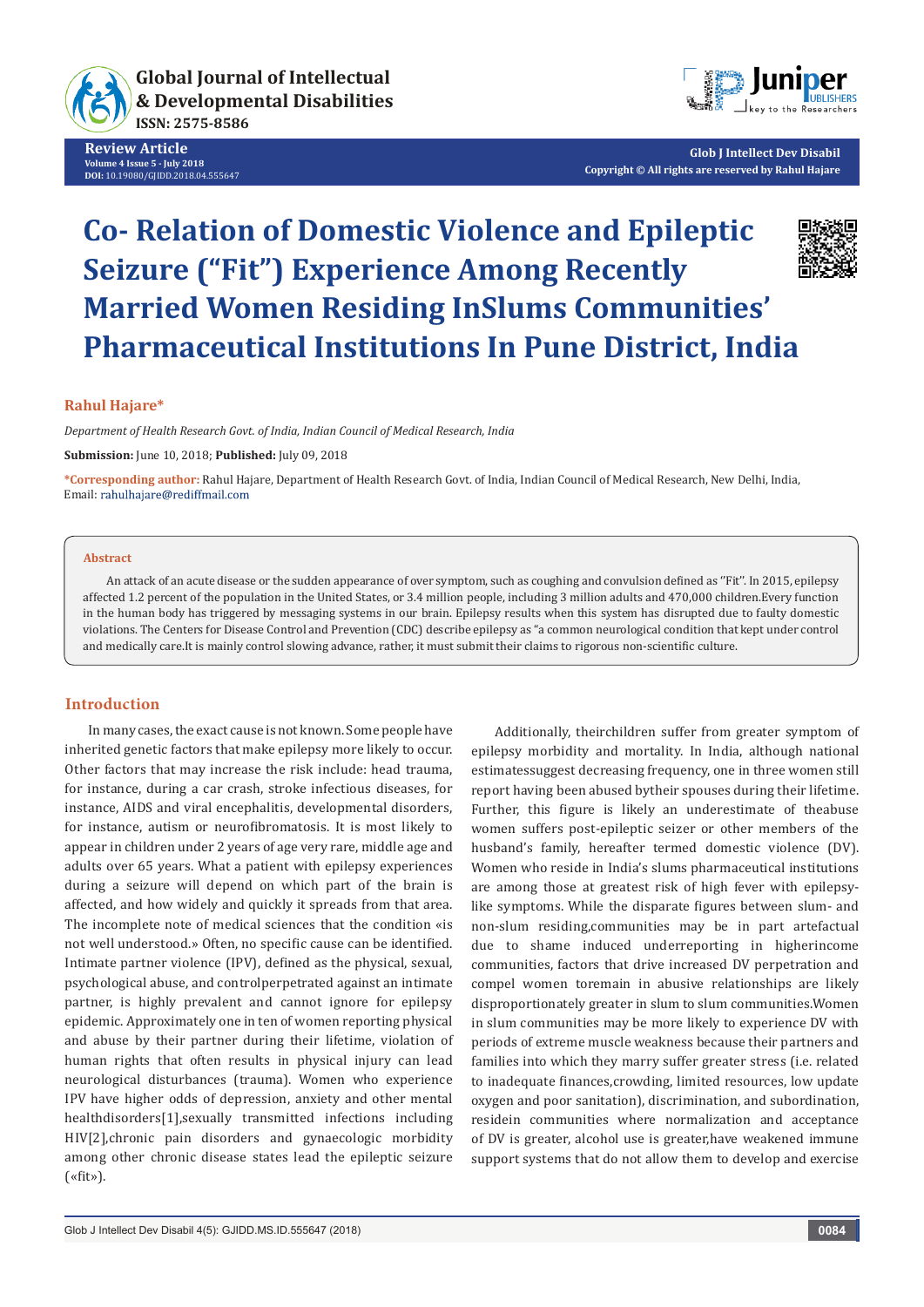Global Journal of Intellectual & Developmental Disabilities
ISSN: 2575-8586

**Review Article**
**Volume 4 Issue 5 - July 2018**
**DOI:** 10.19080/GJIDD.2018.04.555647

**Glob J Intellect Dev Disabil**
**Copyright © All rights are reserved by Rahul Hajare**

# Co- Relation of Domestic Violence and Epileptic Seizure ("Fit") Experience Among Recently Married Women Residing InSlums Communities' Pharmaceutical Institutions In Pune District, India

**Rahul Hajare***

*Department of Health Research Govt. of India, Indian Council of Medical Research, India*

**Submission:** June 10, 2018; **Published:** July 09, 2018

**\*Corresponding author:** Rahul Hajare, Department of Health Research Govt. of India, Indian Council of Medical Research, New Delhi, India, Email: rahulhajare@rediffmail.com

## Abstract

An attack of an acute disease or the sudden appearance of over symptom, such as coughing and convulsion defined as "Fit". In 2015, epilepsy affected 1.2 percent of the population in the United States, or 3.4 million people, including 3 million adults and 470,000 children.Every function in the human body has triggered by messaging systems in our brain. Epilepsy results when this system has disrupted due to faulty domestic violations. The Centers for Disease Control and Prevention (CDC) describe epilepsy as "a common neurological condition that kept under control and medically care.It is mainly control slowing advance, rather, it must submit their claims to rigorous non-scientific culture.

## Introduction

In many cases, the exact cause is not known. Some people have inherited genetic factors that make epilepsy more likely to occur. Other factors that may increase the risk include: head trauma, for instance, during a car crash, stroke infectious diseases, for instance, AIDS and viral encephalitis, developmental disorders, for instance, autism or neurofibromatosis. It is most likely to appear in children under 2 years of age very rare, middle age and adults over 65 years. What a patient with epilepsy experiences during a seizure will depend on which part of the brain is affected, and how widely and quickly it spreads from that area. The incomplete note of medical sciences that the condition «is not well understood.» Often, no specific cause can be identified. Intimate partner violence (IPV), defined as the physical, sexual, psychological abuse, and controlperpetrated against an intimate partner, is highly prevalent and cannot ignore for epilepsy epidemic. Approximately one in ten of women reporting physical and abuse by their partner during their lifetime, violation of human rights that often results in physical injury can lead neurological disturbances (trauma). Women who experience IPV have higher odds of depression, anxiety and other mental healthdisorders[1],sexually transmitted infections including HIV[2],chronic pain disorders and gynaecologic morbidity among other chronic disease states lead the epileptic seizure («fit»).

Additionally, theirchildren suffer from greater symptom of epilepsy morbidity and mortality. In India, although national estimatessuggest decreasing frequency, one in three women still report having been abused bytheir spouses during their lifetime. Further, this figure is likely an underestimate of theabuse women suffers post-epileptic seizer or other members of the husband's family, hereafter termed domestic violence (DV). Women who reside in India's slums pharmaceutical institutions are among those at greatest risk of high fever with epilepsy-like symptoms. While the disparate figures between slum- and non-slum residing,communities may be in part artefactual due to shame induced underreporting in higherincome communities, factors that drive increased DV perpetration and compel women toremain in abusive relationships are likely disproportionately greater in slum to slum communities.Women in slum communities may be more likely to experience DV with periods of extreme muscle weakness because their partners and families into which they marry suffer greater stress (i.e. related to inadequate finances,crowding, limited resources, low update oxygen and poor sanitation), discrimination, and subordination, residein communities where normalization and acceptance of DV is greater, alcohol use is greater,have weakened immune support systems that do not allow them to develop and exercise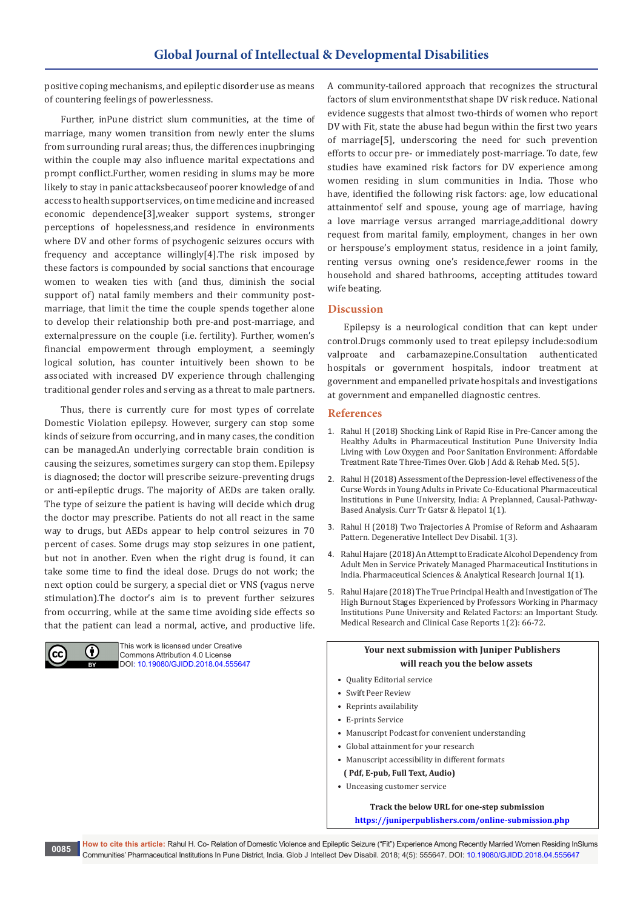positive coping mechanisms, and epileptic disorder use as means of countering feelings of powerlessness.

Further, inPune district slum communities, at the time of marriage, many women transition from newly enter the slums from surrounding rural areas; thus, the differences inupbringing within the couple may also influence marital expectations and prompt conflict.Further, women residing in slums may be more likely to stay in panic attacksbecauseof poorer knowledge of and access to health supportservices, on time medicine and increased economic dependence[3],weaker support systems, stronger perceptions of hopelessness,and residence in environments where DV and other forms of psychogenic seizures occurs with frequency and acceptance willingly[4].The risk imposed by these factors is compounded by social sanctions that encourage women to weaken ties with (and thus, diminish the social support of) natal family members and their community post-marriage, that limit the time the couple spends together alone to develop their relationship both pre-and post-marriage, and externalpressure on the couple (i.e. fertility). Further, women's financial empowerment through employment, a seemingly logical solution, has counter intuitively been shown to be associated with increased DV experience through challenging traditional gender roles and serving as a threat to male partners.

Thus, there is currently cure for most types of correlate Domestic Violation epilepsy. However, surgery can stop some kinds of seizure from occurring, and in many cases, the condition can be managed.An underlying correctable brain condition is causing the seizures, sometimes surgery can stop them. Epilepsy is diagnosed; the doctor will prescribe seizure-preventing drugs or anti-epileptic drugs. The majority of AEDs are taken orally. The type of seizure the patient is having will decide which drug the doctor may prescribe. Patients do not all react in the same way to drugs, but AEDs appear to help control seizures in 70 percent of cases. Some drugs may stop seizures in one patient, but not in another. Even when the right drug is found, it can take some time to find the ideal dose. Drugs do not work; the next option could be surgery, a special diet or VNS (vagus nerve stimulation).The doctor's aim is to prevent further seizures from occurring, while at the same time avoiding side effects so that the patient can lead a normal, active, and productive life.

A community-tailored approach that recognizes the structural factors of slum environmentsthat shape DV risk reduce. National evidence suggests that almost two-thirds of women who report DV with Fit, state the abuse had begun within the first two years of marriage[5], underscoring the need for such prevention efforts to occur pre- or immediately post-marriage. To date, few studies have examined risk factors for DV experience among women residing in slum communities in India. Those who have, identified the following risk factors: age, low educational attainmentof self and spouse, young age of marriage, having a love marriage versus arranged marriage,additional dowry request from marital family, employment, changes in her own or herspouse's employment status, residence in a joint family, renting versus owning one's residence,fewer rooms in the household and shared bathrooms, accepting attitudes toward wife beating.

## Discussion

Epilepsy is a neurological condition that can kept under control.Drugs commonly used to treat epilepsy include:sodium valproate and carbamazepine.Consultation authenticated hospitals or government hospitals, indoor treatment at government and empanelled private hospitals and investigations at government and empanelled diagnostic centres.

## References

1. Rahul H (2018) Shocking Link of Rapid Rise in Pre-Cancer among the Healthy Adults in Pharmaceutical Institution Pune University India Living with Low Oxygen and Poor Sanitation Environment: Affordable Treatment Rate Three-Times Over. Glob J Add & Rehab Med. 5(5).
2. Rahul H (2018) Assessment of the Depression-level effectiveness of the Curse Words in Young Adults in Private Co-Educational Pharmaceutical Institutions in Pune University, India: A Preplanned, Causal-Pathway-Based Analysis. Curr Tr Gatsr & Hepatol 1(1).
3. Rahul H (2018) Two Trajectories A Promise of Reform and Ashaaram Pattern. Degenerative Intellect Dev Disabil. 1(3).
4. Rahul Hajare (2018) An Attempt to Eradicate Alcohol Dependency from Adult Men in Service Privately Managed Pharmaceutical Institutions in India. Pharmaceutical Sciences & Analytical Research Journal 1(1).
5. Rahul Hajare (2018) The True Principal Health and Investigation of The High Burnout Stages Experienced by Professors Working in Pharmacy Institutions Pune University and Related Factors: an Important Study. Medical Research and Clinical Case Reports 1(2): 66-72.

This work is licensed under Creative Commons Attribution 4.0 License
DOI: 10.19080/GJIDD.2018.04.555647

**Your next submission with Juniper Publishers will reach you the below assets**

- Quality Editorial service
- Swift Peer Review
- Reprints availability
- E-prints Service
- Manuscript Podcast for convenient understanding
- Global attainment for your research
- Manuscript accessibility in different formats

**( Pdf, E-pub, Full Text, Audio)**

- Unceasing customer service

**Track the below URL for one-step submission**
**https://juniperpublishers.com/online-submission.php**

**How to cite this article:** Rahul H. Co- Relation of Domestic Violence and Epileptic Seizure ("Fit") Experience Among Recently Married Women Residing InSlums Communities' Pharmaceutical Institutions In Pune District, India. Glob J Intellect Dev Disabil. 2018; 4(5): 555647. DOI: 10.19080/GJIDD.2018.04.555647